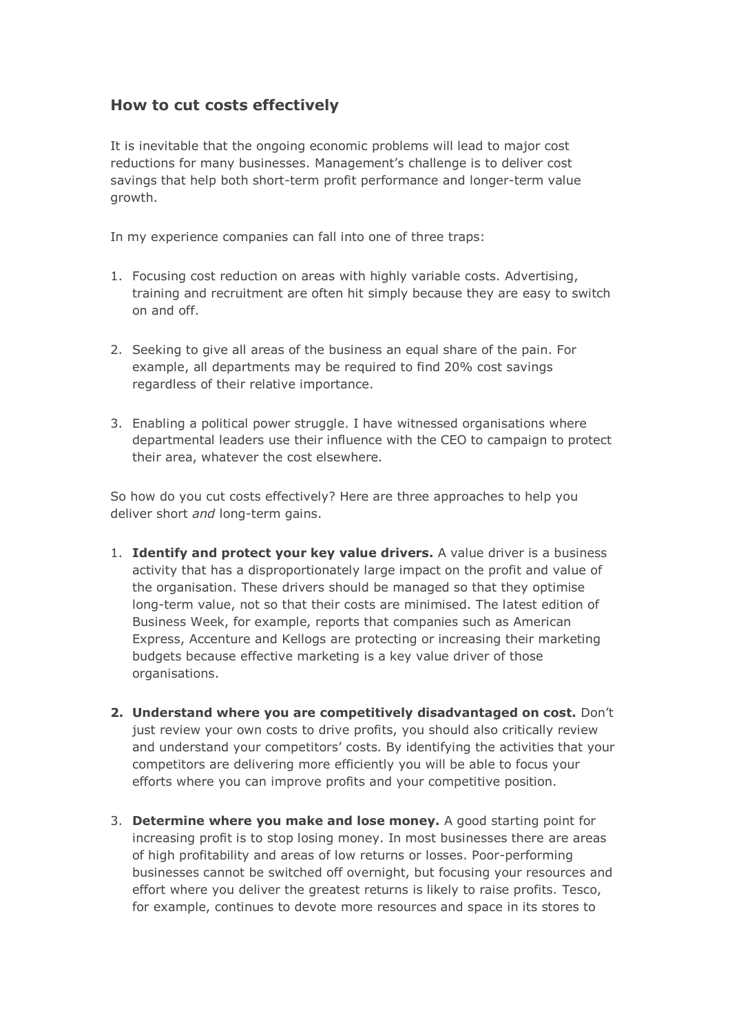## How to cut costs effectively

It is inevitable that the ongoing economic problems will lead to major cost reductions for many businesses. Management's challenge is to deliver cost savings that help both short-term profit performance and longer-term value growth.

In my experience companies can fall into one of three traps:

1. Focusing cost reduction on areas with highly variable costs. Advertising, training and recruitment are often hit simply because they are easy to switch on and off.

2. Seeking to give all areas of the business an equal share of the pain. For example, all departments may be required to find 20% cost savings regardless of their relative importance.

3. Enabling a political power struggle. I have witnessed organisations where departmental leaders use their influence with the CEO to campaign to protect their area, whatever the cost elsewhere.

So how do you cut costs effectively? Here are three approaches to help you deliver short *and* long-term gains.

1. **Identify and protect your key value drivers.** A value driver is a business activity that has a disproportionately large impact on the profit and value of the organisation. These drivers should be managed so that they optimise long-term value, not so that their costs are minimised. The latest edition of Business Week, for example, reports that companies such as American Express, Accenture and Kellogs are protecting or increasing their marketing budgets because effective marketing is a key value driver of those organisations.

2. **Understand where you are competitively disadvantaged on cost.** Don't just review your own costs to drive profits, you should also critically review and understand your competitors' costs. By identifying the activities that your competitors are delivering more efficiently you will be able to focus your efforts where you can improve profits and your competitive position.

3. **Determine where you make and lose money.** A good starting point for increasing profit is to stop losing money. In most businesses there are areas of high profitability and areas of low returns or losses. Poor-performing businesses cannot be switched off overnight, but focusing your resources and effort where you deliver the greatest returns is likely to raise profits. Tesco, for example, continues to devote more resources and space in its stores to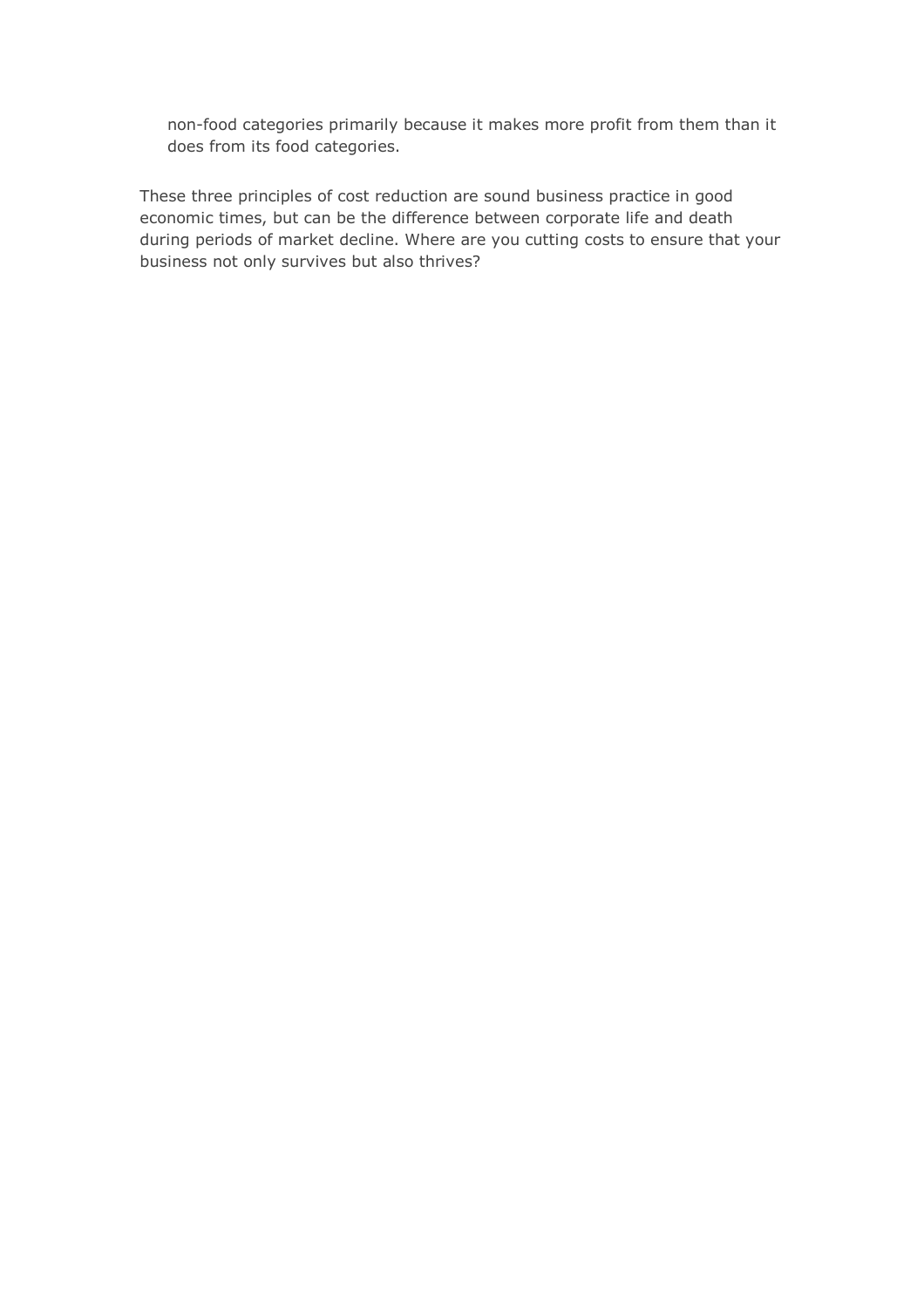non-food categories primarily because it makes more profit from them than it does from its food categories.

These three principles of cost reduction are sound business practice in good economic times, but can be the difference between corporate life and death during periods of market decline. Where are you cutting costs to ensure that your business not only survives but also thrives?